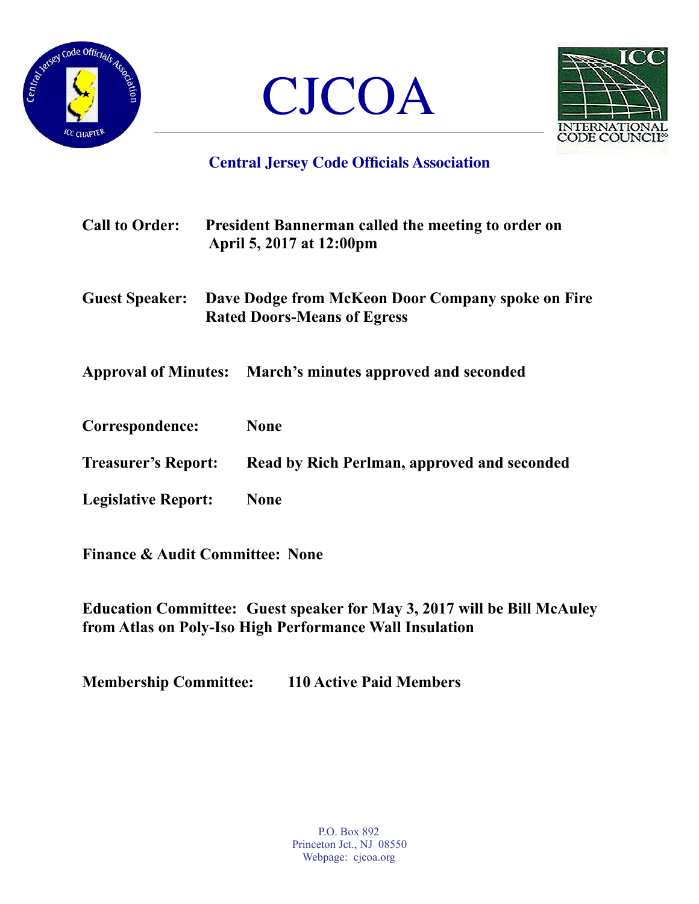# CJCOA

## Central Jersey Code Officials Association

**Call to Order:** **President Bannerman called the meeting to order on April 5, 2017 at 12:00pm**

**Guest Speaker:** **Dave Dodge from McKeon Door Company spoke on Fire Rated Doors-Means of Egress**

**Approval of Minutes:** **March's minutes approved and seconded**

**Correspondence:** **None**

**Treasurer's Report:** **Read by Rich Perlman, approved and seconded**

**Legislative Report:** **None**

**Finance & Audit Committee:** **None**

**Education Committee:** **Guest speaker for May 3, 2017 will be Bill McAuley from Atlas on Poly-Iso High Performance Wall Insulation**

**Membership Committee:** **110 Active Paid Members**

P.O. Box 892
Princeton Jct., NJ 08550
Webpage: cjcoa.org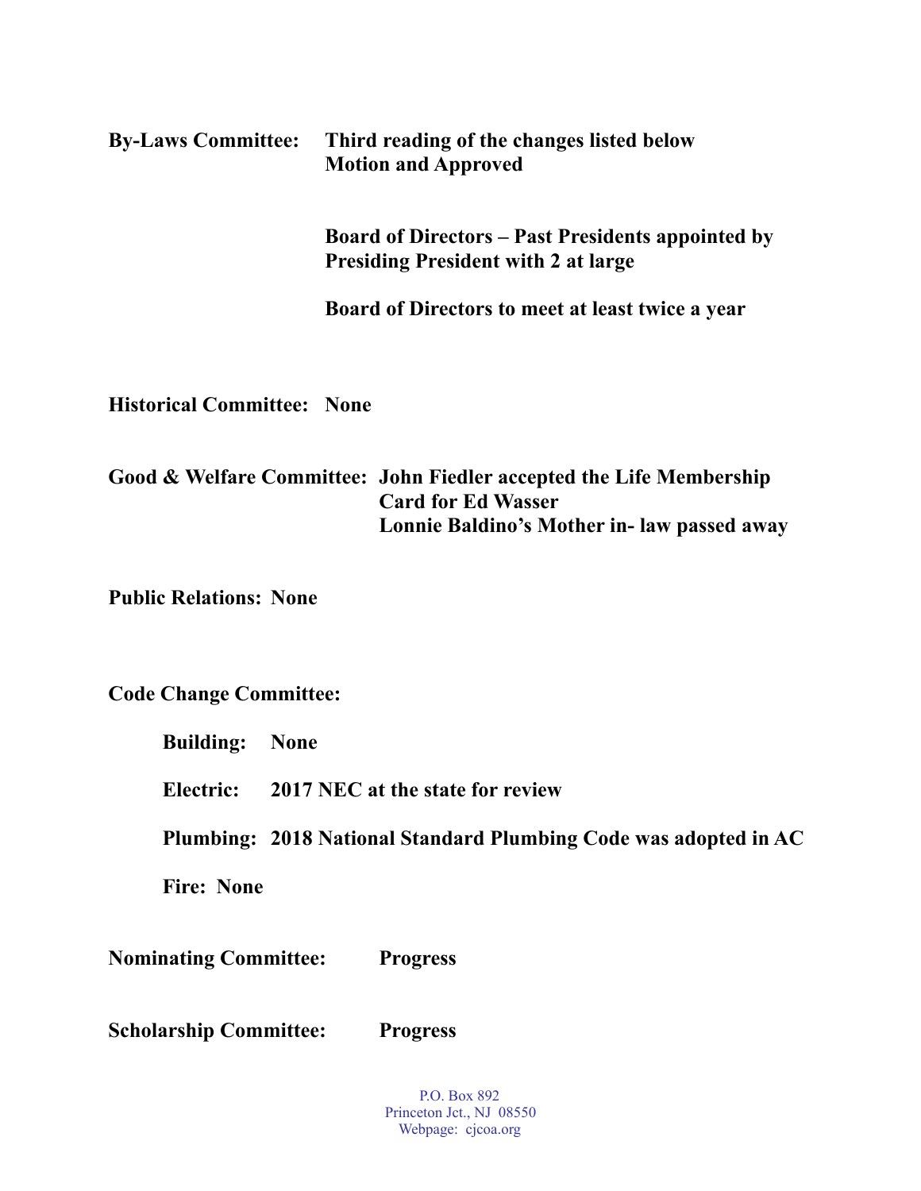**By-Laws Committee:** **Third reading of the changes listed below**
**Motion and Approved**

**Board of Directors – Past Presidents appointed by Presiding President with 2 at large**

**Board of Directors to meet at least twice a year**

**Historical Committee:** **None**

**Good & Welfare Committee:** **John Fiedler accepted the Life Membership Card for Ed Wasser**
**Lonnie Baldino's Mother in- law passed away**

**Public Relations:** **None**

**Code Change Committee:**

- **Building:** **None**
- **Electric:** **2017 NEC at the state for review**
- **Plumbing:** **2018 National Standard Plumbing Code was adopted in AC**
- **Fire:** **None**

**Nominating Committee:** **Progress**

**Scholarship Committee:** **Progress**

P.O. Box 892
Princeton Jct., NJ 08550
Webpage: cjcoa.org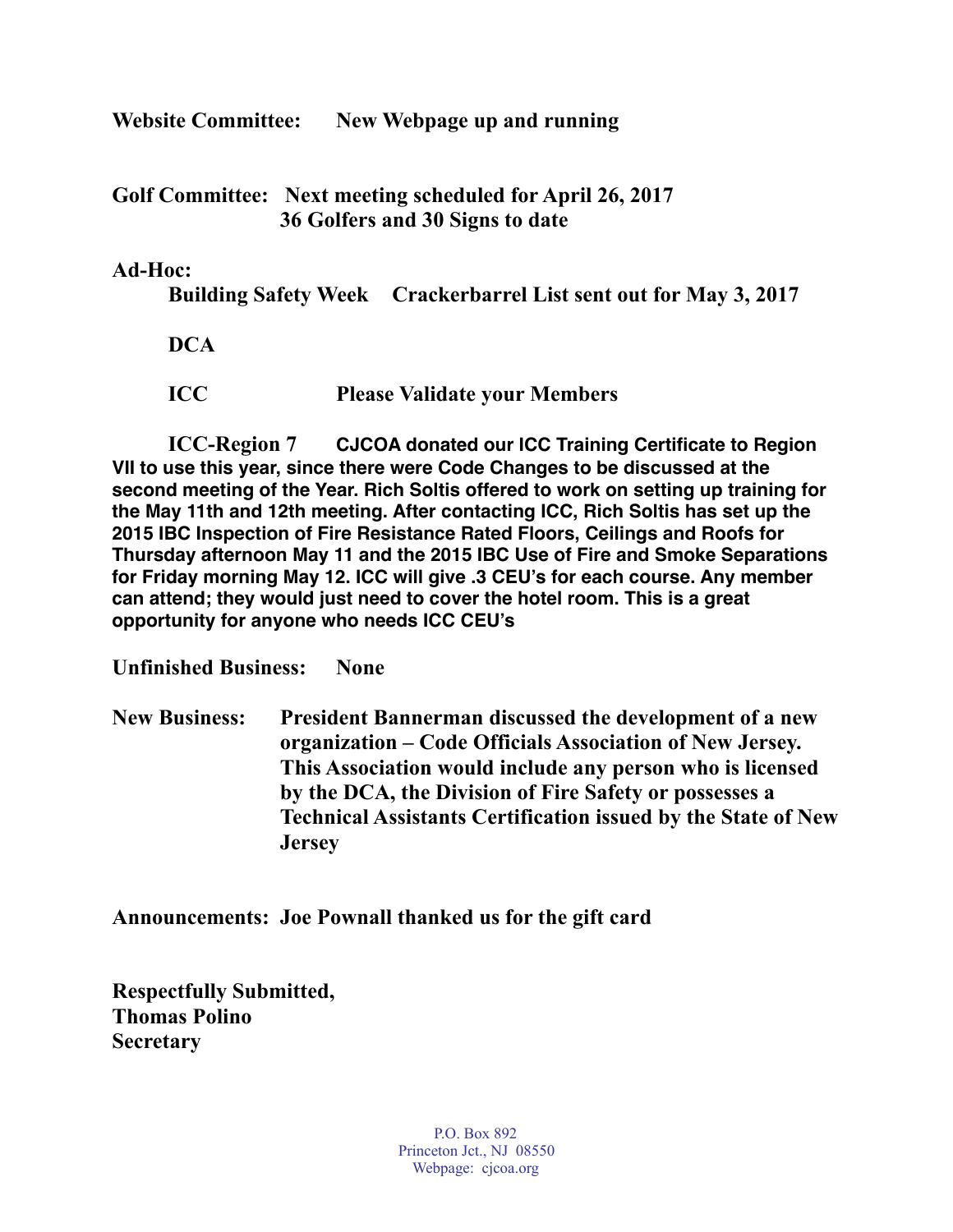**Website Committee:** **New Webpage up and running**

**Golf Committee:** **Next meeting scheduled for April 26, 2017**
**36 Golfers and 30 Signs to date**

**Ad-Hoc:**

**Building Safety Week** **Crackerbarrel List sent out for May 3, 2017**

**DCA**

**ICC** **Please Validate your Members**

**ICC-Region 7** **CJCOA donated our ICC Training Certificate to Region VII to use this year, since there were Code Changes to be discussed at the second meeting of the Year. Rich Soltis offered to work on setting up training for the May 11th and 12th meeting. After contacting ICC, Rich Soltis has set up the 2015 IBC Inspection of Fire Resistance Rated Floors, Ceilings and Roofs for Thursday afternoon May 11 and the 2015 IBC Use of Fire and Smoke Separations for Friday morning May 12. ICC will give .3 CEU's for each course. Any member can attend; they would just need to cover the hotel room. This is a great opportunity for anyone who needs ICC CEU's**

**Unfinished Business:** **None**

**New Business:** **President Bannerman discussed the development of a new organization – Code Officials Association of New Jersey. This Association would include any person who is licensed by the DCA, the Division of Fire Safety or possesses a Technical Assistants Certification issued by the State of New Jersey**

**Announcements:** **Joe Pownall thanked us for the gift card**

**Respectfully Submitted,**
**Thomas Polino**
**Secretary**

P.O. Box 892
Princeton Jct., NJ 08550
Webpage: cjcoa.org